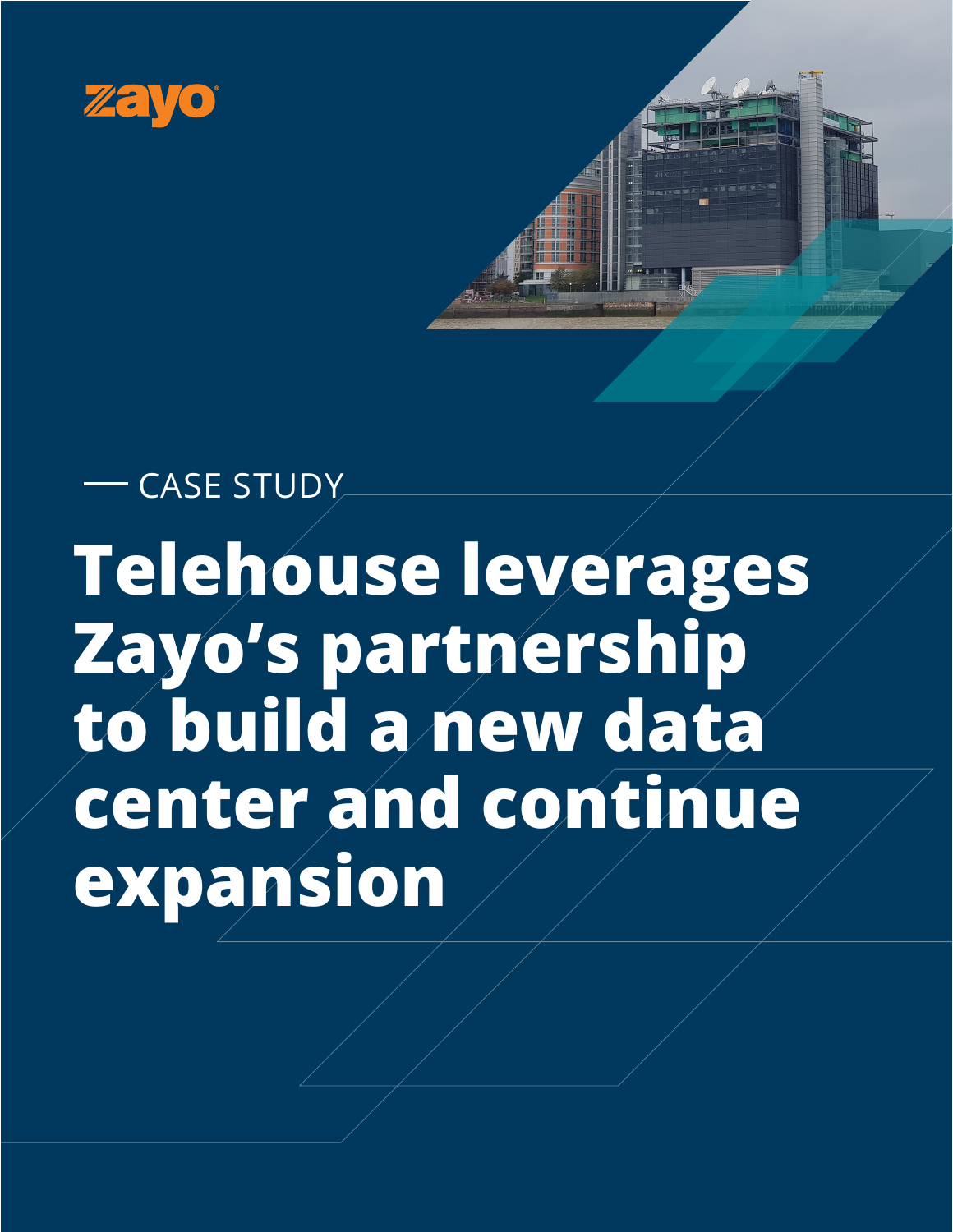zayo

— CASE STUDY

# Telehouse leverages Zayo's partnership to build a new data center and continue expansion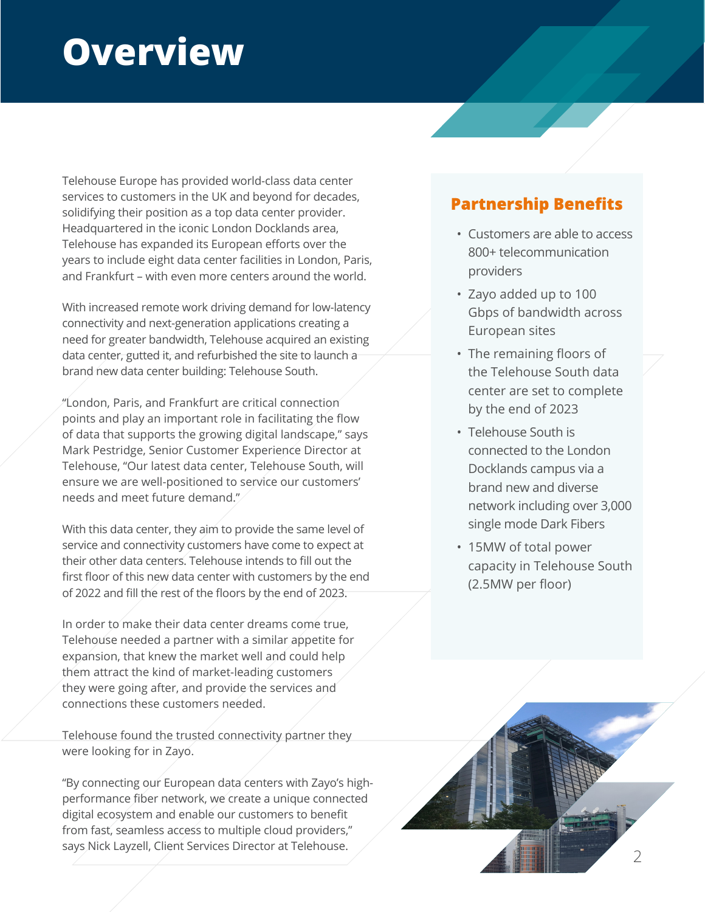# Overview

Telehouse Europe has provided world-class data center services to customers in the UK and beyond for decades, solidifying their position as a top data center provider. Headquartered in the iconic London Docklands area, Telehouse has expanded its European efforts over the years to include eight data center facilities in London, Paris, and Frankfurt – with even more centers around the world.

With increased remote work driving demand for low-latency connectivity and next-generation applications creating a need for greater bandwidth, Telehouse acquired an existing data center, gutted it, and refurbished the site to launch a brand new data center building: Telehouse South.

"London, Paris, and Frankfurt are critical connection points and play an important role in facilitating the flow of data that supports the growing digital landscape," says Mark Pestridge, Senior Customer Experience Director at Telehouse, "Our latest data center, Telehouse South, will ensure we are well-positioned to service our customers' needs and meet future demand."

With this data center, they aim to provide the same level of service and connectivity customers have come to expect at their other data centers. Telehouse intends to fill out the first floor of this new data center with customers by the end of 2022 and fill the rest of the floors by the end of 2023.

In order to make their data center dreams come true, Telehouse needed a partner with a similar appetite for expansion, that knew the market well and could help them attract the kind of market-leading customers they were going after, and provide the services and connections these customers needed.

Telehouse found the trusted connectivity partner they were looking for in Zayo.

"By connecting our European data centers with Zayo's high-performance fiber network, we create a unique connected digital ecosystem and enable our customers to benefit from fast, seamless access to multiple cloud providers," says Nick Layzell, Client Services Director at Telehouse.

## Partnership Benefits

- Customers are able to access 800+ telecommunication providers
- Zayo added up to 100 Gbps of bandwidth across European sites
- The remaining floors of the Telehouse South data center are set to complete by the end of 2023
- Telehouse South is connected to the London Docklands campus via a brand new and diverse network including over 3,000 single mode Dark Fibers
- 15MW of total power capacity in Telehouse South (2.5MW per floor)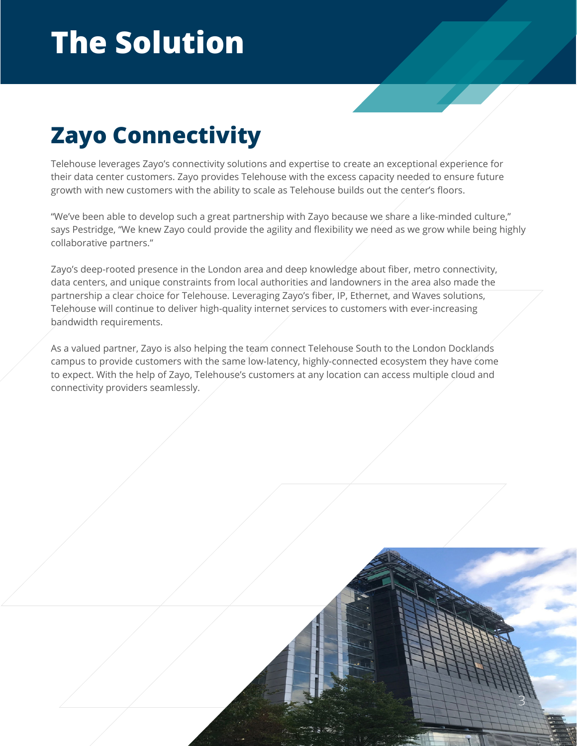# The Solution

## Zayo Connectivity

Telehouse leverages Zayo's connectivity solutions and expertise to create an exceptional experience for their data center customers. Zayo provides Telehouse with the excess capacity needed to ensure future growth with new customers with the ability to scale as Telehouse builds out the center's floors.

"We've been able to develop such a great partnership with Zayo because we share a like-minded culture," says Pestridge, "We knew Zayo could provide the agility and flexibility we need as we grow while being highly collaborative partners."

Zayo's deep-rooted presence in the London area and deep knowledge about fiber, metro connectivity, data centers, and unique constraints from local authorities and landowners in the area also made the partnership a clear choice for Telehouse. Leveraging Zayo's fiber, IP, Ethernet, and Waves solutions, Telehouse will continue to deliver high-quality internet services to customers with ever-increasing bandwidth requirements.

As a valued partner, Zayo is also helping the team connect Telehouse South to the London Docklands campus to provide customers with the same low-latency, highly-connected ecosystem they have come to expect. With the help of Zayo, Telehouse's customers at any location can access multiple cloud and connectivity providers seamlessly.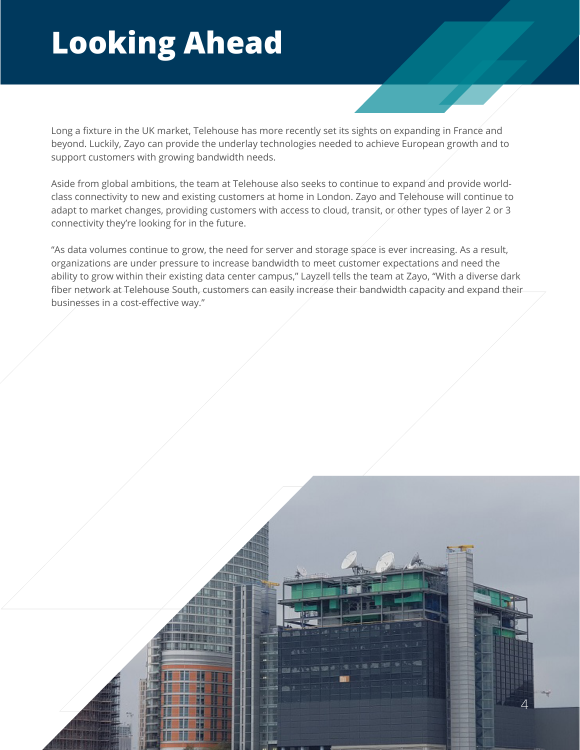# Looking Ahead

Long a fixture in the UK market, Telehouse has more recently set its sights on expanding in France and beyond. Luckily, Zayo can provide the underlay technologies needed to achieve European growth and to support customers with growing bandwidth needs.

Aside from global ambitions, the team at Telehouse also seeks to continue to expand and provide world-class connectivity to new and existing customers at home in London. Zayo and Telehouse will continue to adapt to market changes, providing customers with access to cloud, transit, or other types of layer 2 or 3 connectivity they're looking for in the future.

"As data volumes continue to grow, the need for server and storage space is ever increasing. As a result, organizations are under pressure to increase bandwidth to meet customer expectations and need the ability to grow within their existing data center campus," Layzell tells the team at Zayo, "With a diverse dark fiber network at Telehouse South, customers can easily increase their bandwidth capacity and expand their businesses in a cost-effective way."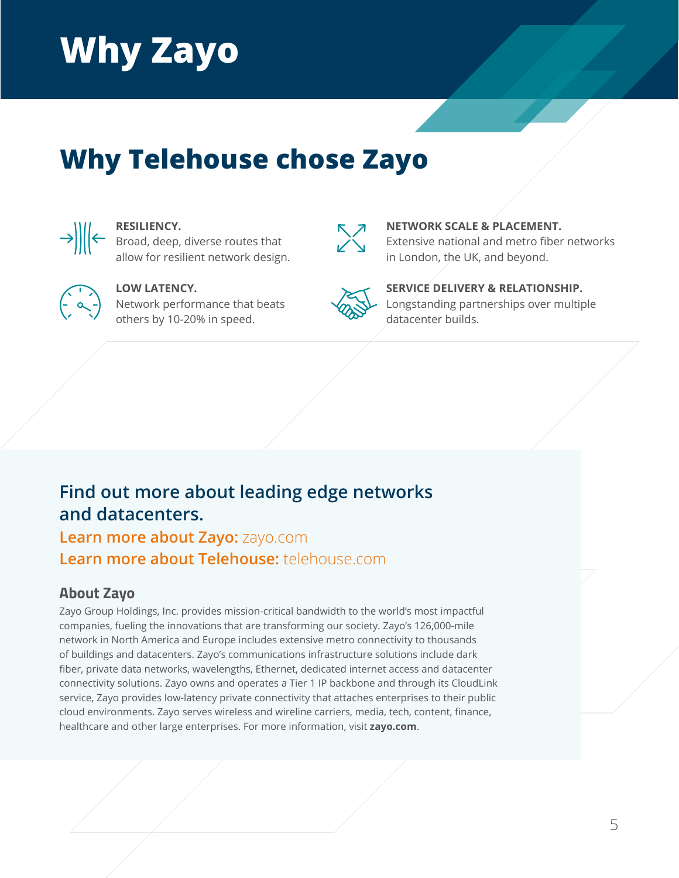# Why Zayo

## Why Telehouse chose Zayo

**RESILIENCY.**
Broad, deep, diverse routes that allow for resilient network design.

**LOW LATENCY.**
Network performance that beats others by 10-20% in speed.

**NETWORK SCALE & PLACEMENT.**
Extensive national and metro fiber networks in London, the UK, and beyond.

**SERVICE DELIVERY & RELATIONSHIP.**
Longstanding partnerships over multiple datacenter builds.

## Find out more about leading edge networks and datacenters.

**Learn more about Zayo:** zayo.com
**Learn more about Telehouse:** telehouse.com

### About Zayo

Zayo Group Holdings, Inc. provides mission-critical bandwidth to the world's most impactful companies, fueling the innovations that are transforming our society. Zayo's 126,000-mile network in North America and Europe includes extensive metro connectivity to thousands of buildings and datacenters. Zayo's communications infrastructure solutions include dark fiber, private data networks, wavelengths, Ethernet, dedicated internet access and datacenter connectivity solutions. Zayo owns and operates a Tier 1 IP backbone and through its CloudLink service, Zayo provides low-latency private connectivity that attaches enterprises to their public cloud environments. Zayo serves wireless and wireline carriers, media, tech, content, finance, healthcare and other large enterprises. For more information, visit **zayo.com**.